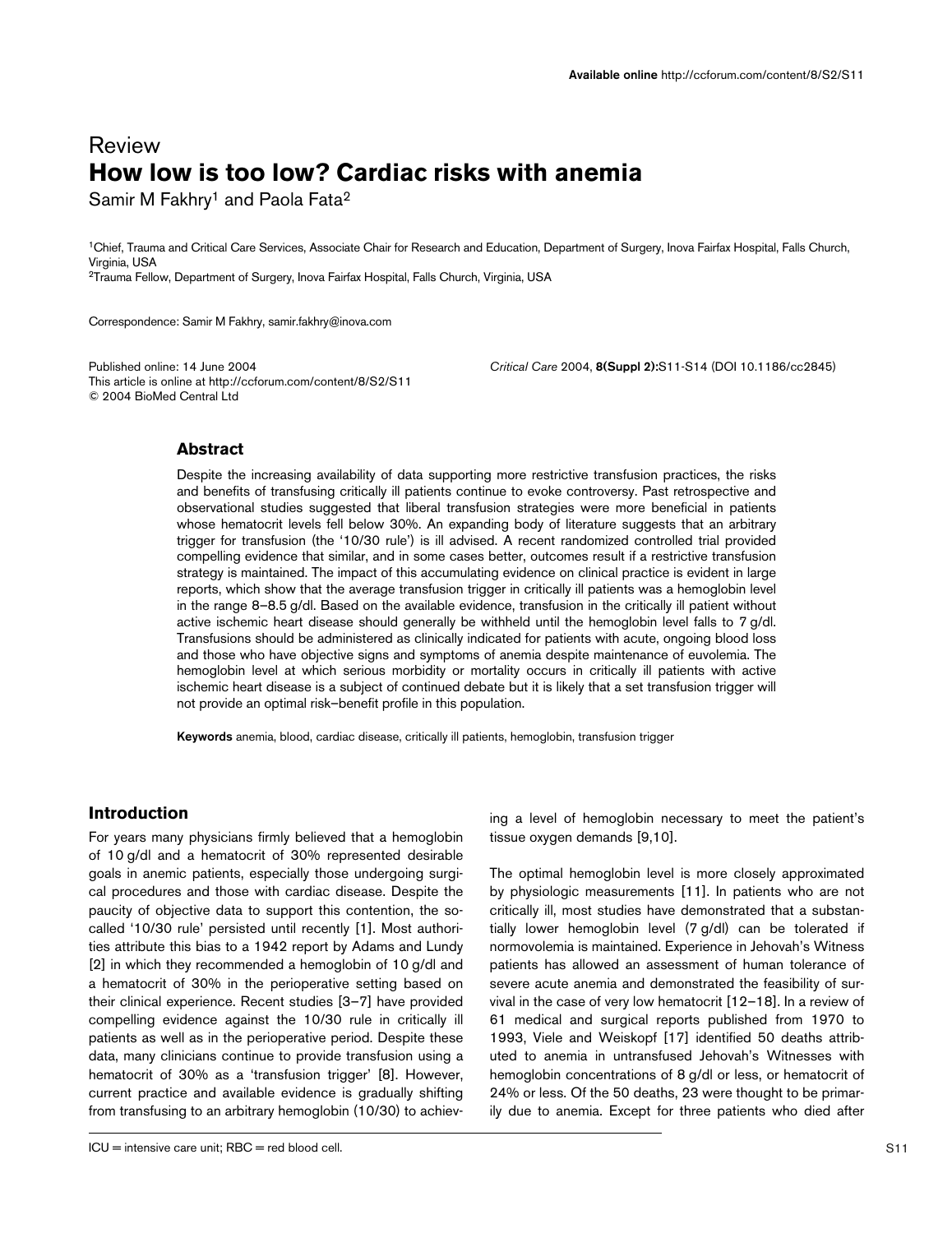Review

# How low is too low? Cardiac risks with anemia

Samir M Fakhry[1] and Paola Fata[2]

[1]Chief, Trauma and Critical Care Services, Associate Chair for Research and Education, Department of Surgery, Inova Fairfax Hospital, Falls Church, Virginia, USA

[2]Trauma Fellow, Department of Surgery, Inova Fairfax Hospital, Falls Church, Virginia, USA

Correspondence: Samir M Fakhry, samir.fakhry@inova.com

Published online: 14 June 2004

This article is online at http://ccforum.com/content/8/S2/S11

© 2004 BioMed Central Ltd

*Critical Care* 2004, **8(Suppl 2):**S11-S14 (DOI 10.1186/cc2845)

## Abstract

Despite the increasing availability of data supporting more restrictive transfusion practices, the risks and benefits of transfusing critically ill patients continue to evoke controversy. Past retrospective and observational studies suggested that liberal transfusion strategies were more beneficial in patients whose hematocrit levels fell below 30%. An expanding body of literature suggests that an arbitrary trigger for transfusion (the '10/30 rule') is ill advised. A recent randomized controlled trial provided compelling evidence that similar, and in some cases better, outcomes result if a restrictive transfusion strategy is maintained. The impact of this accumulating evidence on clinical practice is evident in large reports, which show that the average transfusion trigger in critically ill patients was a hemoglobin level in the range 8–8.5 g/dl. Based on the available evidence, transfusion in the critically ill patient without active ischemic heart disease should generally be withheld until the hemoglobin level falls to 7 g/dl. Transfusions should be administered as clinically indicated for patients with acute, ongoing blood loss and those who have objective signs and symptoms of anemia despite maintenance of euvolemia. The hemoglobin level at which serious morbidity or mortality occurs in critically ill patients with active ischemic heart disease is a subject of continued debate but it is likely that a set transfusion trigger will not provide an optimal risk–benefit profile in this population.

**Keywords** anemia, blood, cardiac disease, critically ill patients, hemoglobin, transfusion trigger

## Introduction

For years many physicians firmly believed that a hemoglobin of 10 g/dl and a hematocrit of 30% represented desirable goals in anemic patients, especially those undergoing surgical procedures and those with cardiac disease. Despite the paucity of objective data to support this contention, the so-called '10/30 rule' persisted until recently [1]. Most authorities attribute this bias to a 1942 report by Adams and Lundy [2] in which they recommended a hemoglobin of 10 g/dl and a hematocrit of 30% in the perioperative setting based on their clinical experience. Recent studies [3–7] have provided compelling evidence against the 10/30 rule in critically ill patients as well as in the perioperative period. Despite these data, many clinicians continue to provide transfusion using a hematocrit of 30% as a 'transfusion trigger' [8]. However, current practice and available evidence is gradually shifting from transfusing to an arbitrary hemoglobin (10/30) to achieving a level of hemoglobin necessary to meet the patient's tissue oxygen demands [9,10].

The optimal hemoglobin level is more closely approximated by physiologic measurements [11]. In patients who are not critically ill, most studies have demonstrated that a substantially lower hemoglobin level (7 g/dl) can be tolerated if normovolemia is maintained. Experience in Jehovah's Witness patients has allowed an assessment of human tolerance of severe acute anemia and demonstrated the feasibility of survival in the case of very low hematocrit [12–18]. In a review of 61 medical and surgical reports published from 1970 to 1993, Viele and Weiskopf [17] identified 50 deaths attributed to anemia in untransfused Jehovah's Witnesses with hemoglobin concentrations of 8 g/dl or less, or hematocrit of 24% or less. Of the 50 deaths, 23 were thought to be primarily due to anemia. Except for three patients who died after

ICU = intensive care unit; RBC = red blood cell.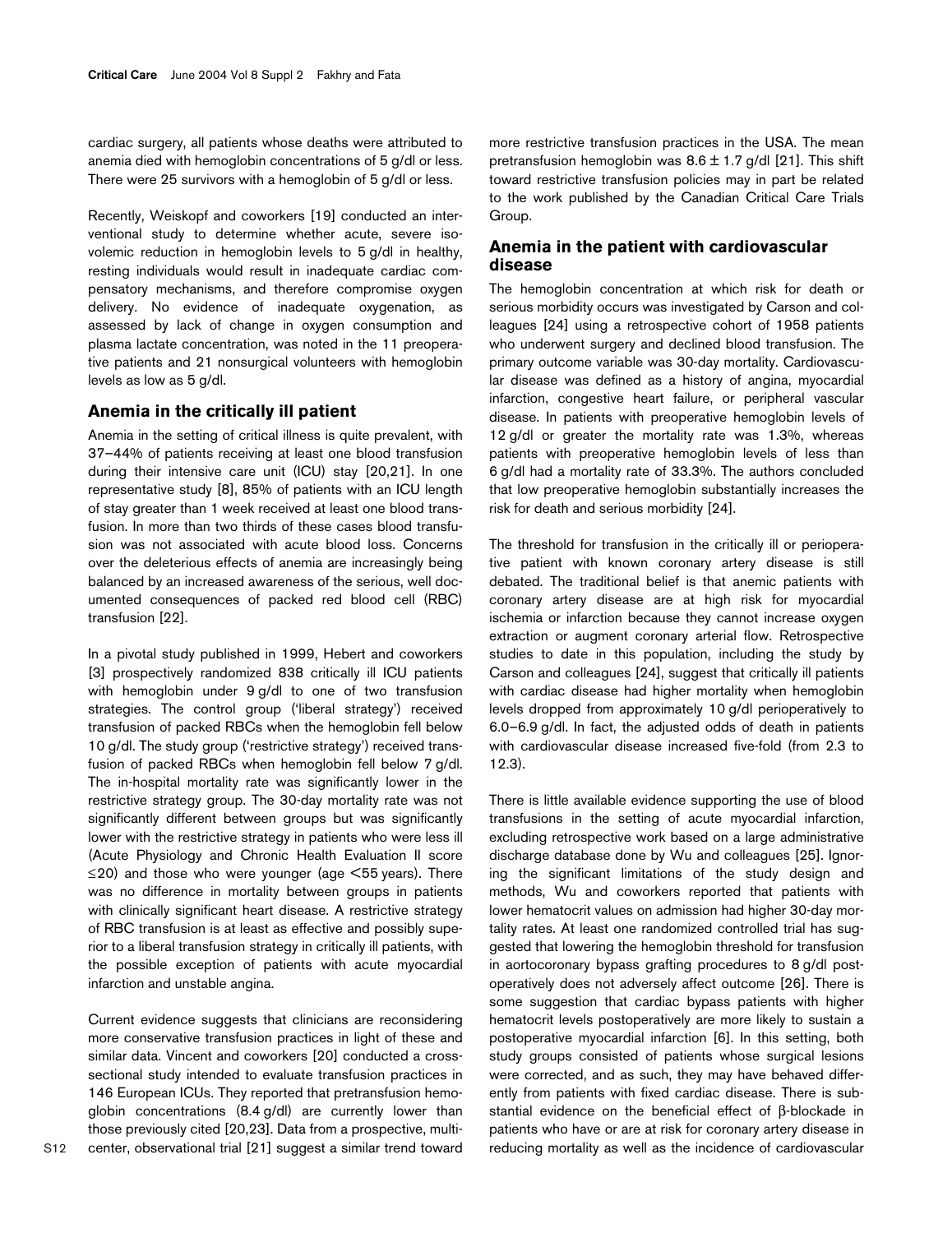cardiac surgery, all patients whose deaths were attributed to anemia died with hemoglobin concentrations of 5 g/dl or less. There were 25 survivors with a hemoglobin of 5 g/dl or less.

Recently, Weiskopf and coworkers [19] conducted an interventional study to determine whether acute, severe isovolemic reduction in hemoglobin levels to 5 g/dl in healthy, resting individuals would result in inadequate cardiac compensatory mechanisms, and therefore compromise oxygen delivery. No evidence of inadequate oxygenation, as assessed by lack of change in oxygen consumption and plasma lactate concentration, was noted in the 11 preoperative patients and 21 nonsurgical volunteers with hemoglobin levels as low as 5 g/dl.

## Anemia in the critically ill patient

Anemia in the setting of critical illness is quite prevalent, with 37–44% of patients receiving at least one blood transfusion during their intensive care unit (ICU) stay [20,21]. In one representative study [8], 85% of patients with an ICU length of stay greater than 1 week received at least one blood transfusion. In more than two thirds of these cases blood transfusion was not associated with acute blood loss. Concerns over the deleterious effects of anemia are increasingly being balanced by an increased awareness of the serious, well documented consequences of packed red blood cell (RBC) transfusion [22].

In a pivotal study published in 1999, Hebert and coworkers [3] prospectively randomized 838 critically ill ICU patients with hemoglobin under 9 g/dl to one of two transfusion strategies. The control group ('liberal strategy') received transfusion of packed RBCs when the hemoglobin fell below 10 g/dl. The study group ('restrictive strategy') received transfusion of packed RBCs when hemoglobin fell below 7 g/dl. The in-hospital mortality rate was significantly lower in the restrictive strategy group. The 30-day mortality rate was not significantly different between groups but was significantly lower with the restrictive strategy in patients who were less ill (Acute Physiology and Chronic Health Evaluation II score ≤20) and those who were younger (age <55 years). There was no difference in mortality between groups in patients with clinically significant heart disease. A restrictive strategy of RBC transfusion is at least as effective and possibly superior to a liberal transfusion strategy in critically ill patients, with the possible exception of patients with acute myocardial infarction and unstable angina.

Current evidence suggests that clinicians are reconsidering more conservative transfusion practices in light of these and similar data. Vincent and coworkers [20] conducted a cross-sectional study intended to evaluate transfusion practices in 146 European ICUs. They reported that pretransfusion hemoglobin concentrations (8.4 g/dl) are currently lower than those previously cited [20,23]. Data from a prospective, multicenter, observational trial [21] suggest a similar trend toward more restrictive transfusion practices in the USA. The mean pretransfusion hemoglobin was 8.6 ± 1.7 g/dl [21]. This shift toward restrictive transfusion policies may in part be related to the work published by the Canadian Critical Care Trials Group.

## Anemia in the patient with cardiovascular disease

The hemoglobin concentration at which risk for death or serious morbidity occurs was investigated by Carson and colleagues [24] using a retrospective cohort of 1958 patients who underwent surgery and declined blood transfusion. The primary outcome variable was 30-day mortality. Cardiovascular disease was defined as a history of angina, myocardial infarction, congestive heart failure, or peripheral vascular disease. In patients with preoperative hemoglobin levels of 12 g/dl or greater the mortality rate was 1.3%, whereas patients with preoperative hemoglobin levels of less than 6 g/dl had a mortality rate of 33.3%. The authors concluded that low preoperative hemoglobin substantially increases the risk for death and serious morbidity [24].

The threshold for transfusion in the critically ill or perioperative patient with known coronary artery disease is still debated. The traditional belief is that anemic patients with coronary artery disease are at high risk for myocardial ischemia or infarction because they cannot increase oxygen extraction or augment coronary arterial flow. Retrospective studies to date in this population, including the study by Carson and colleagues [24], suggest that critically ill patients with cardiac disease had higher mortality when hemoglobin levels dropped from approximately 10 g/dl perioperatively to 6.0–6.9 g/dl. In fact, the adjusted odds of death in patients with cardiovascular disease increased five-fold (from 2.3 to 12.3).

There is little available evidence supporting the use of blood transfusions in the setting of acute myocardial infarction, excluding retrospective work based on a large administrative discharge database done by Wu and colleagues [25]. Ignoring the significant limitations of the study design and methods, Wu and coworkers reported that patients with lower hematocrit values on admission had higher 30-day mortality rates. At least one randomized controlled trial has suggested that lowering the hemoglobin threshold for transfusion in aortocoronary bypass grafting procedures to 8 g/dl postoperatively does not adversely affect outcome [26]. There is some suggestion that cardiac bypass patients with higher hematocrit levels postoperatively are more likely to sustain a postoperative myocardial infarction [6]. In this setting, both study groups consisted of patients whose surgical lesions were corrected, and as such, they may have behaved differently from patients with fixed cardiac disease. There is substantial evidence on the beneficial effect of β-blockade in patients who have or are at risk for coronary artery disease in reducing mortality as well as the incidence of cardiovascular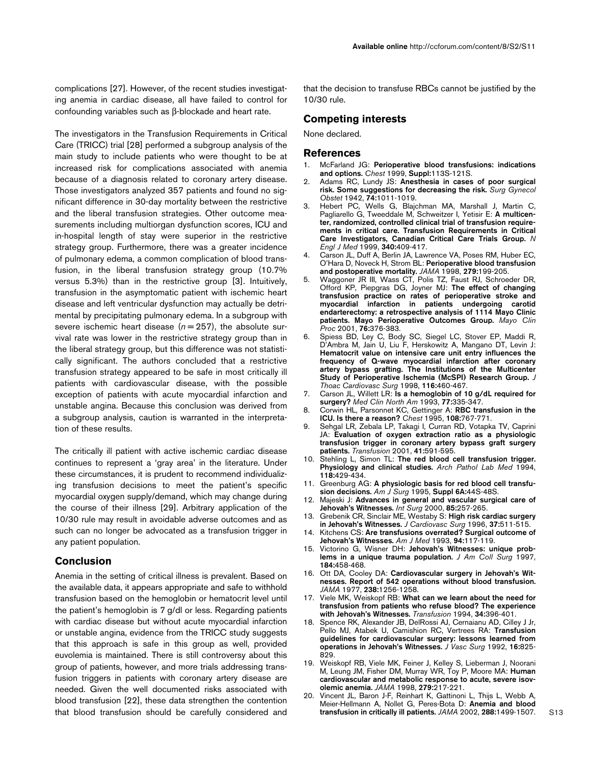complications [27]. However, of the recent studies investigating anemia in cardiac disease, all have failed to control for confounding variables such as β-blockade and heart rate.

The investigators in the Transfusion Requirements in Critical Care (TRICC) trial [28] performed a subgroup analysis of the main study to include patients who were thought to be at increased risk for complications associated with anemia because of a diagnosis related to coronary artery disease. Those investigators analyzed 357 patients and found no significant difference in 30-day mortality between the restrictive and the liberal transfusion strategies. Other outcome measurements including multiorgan dysfunction scores, ICU and in-hospital length of stay were superior in the restrictive strategy group. Furthermore, there was a greater incidence of pulmonary edema, a common complication of blood transfusion, in the liberal transfusion strategy group (10.7% versus 5.3%) than in the restrictive group [3]. Intuitively, transfusion in the asymptomatic patient with ischemic heart disease and left ventricular dysfunction may actually be detrimental by precipitating pulmonary edema. In a subgroup with severe ischemic heart disease ($n = 257$), the absolute survival rate was lower in the restrictive strategy group than in the liberal strategy group, but this difference was not statistically significant. The authors concluded that a restrictive transfusion strategy appeared to be safe in most critically ill patients with cardiovascular disease, with the possible exception of patients with acute myocardial infarction and unstable angina. Because this conclusion was derived from a subgroup analysis, caution is warranted in the interpretation of these results.

The critically ill patient with active ischemic cardiac disease continues to represent a 'gray area' in the literature. Under these circumstances, it is prudent to recommend individualizing transfusion decisions to meet the patient's specific myocardial oxygen supply/demand, which may change during the course of their illness [29]. Arbitrary application of the 10/30 rule may result in avoidable adverse outcomes and as such can no longer be advocated as a transfusion trigger in any patient population.

## Conclusion

Anemia in the setting of critical illness is prevalent. Based on the available data, it appears appropriate and safe to withhold transfusion based on the hemoglobin or hematocrit level until the patient's hemoglobin is 7 g/dl or less. Regarding patients with cardiac disease but without acute myocardial infarction or unstable angina, evidence from the TRICC study suggests that this approach is safe in this group as well, provided euvolemia is maintained. There is still controversy about this group of patients, however, and more trials addressing transfusion triggers in patients with coronary artery disease are needed. Given the well documented risks associated with blood transfusion [22], these data strengthen the contention that blood transfusion should be carefully considered and that the decision to transfuse RBCs cannot be justified by the 10/30 rule.

## Competing interests

None declared.

## References

1. McFarland JG: **Perioperative blood transfusions: indications and options.** *Chest* 1999, **Suppl**:113S-121S.
2. Adams RC, Lundy JS: **Anesthesia in cases of poor surgical risk. Some suggestions for decreasing the risk.** *Surg Gynecol Obstet* 1942, **74:**1011-1019.
3. Hebert PC, Wells G, Blajchman MA, Marshall J, Martin C, Pagliarello G, Tweeddale M, Schweitzer I, Yetisir E: **A multicenter, randomized, controlled clinical trial of transfusion requirements in critical care. Transfusion Requirements in Critical Care Investigators, Canadian Critical Care Trials Group.** *N Engl J Med* 1999, **340:**409-417.
4. Carson JL, Duff A, Berlin JA, Lawrence VA, Poses RM, Huber EC, O'Hara D, Noveck H, Strom BL: **Perioperative blood transfusion and postoperative mortality.** *JAMA* 1998, **279:**199-205.
5. Waggoner JR III, Wass CT, Polis TZ, Faust RJ, Schroeder DR, Offord KP, Piepgras DG, Joyner MJ: **The effect of changing transfusion practice on rates of perioperative stroke and myocardial infarction in patients undergoing carotid endarterectomy: a retrospective analysis of 1114 Mayo Clinic patients. Mayo Perioperative Outcomes Group.** *Mayo Clin Proc* 2001, **76:**376-383.
6. Spiess BD, Ley C, Body SC, Siegel LC, Stover EP, Maddi R, D'Ambra M, Jain U, Liu F, Herskowitz A, Mangano DT, Levin J: **Hematocrit value on intensive care unit entry influences the frequency of Q-wave myocardial infarction after coronary artery bypass grafting. The Institutions of the Multicenter Study of Perioperative Ischemia (McSPI) Research Group.** *J Thoac Cardiovasc Surg* 1998, **116:**460-467.
7. Carson JL, Willett LR: **Is a hemoglobin of 10 g/dL required for surgery?** *Med Clin North Am* 1993, **77:**335-347.
8. Corwin HL, Parsonnet KC, Gettinger A: **RBC transfusion in the ICU. Is there a reason?** *Chest* 1995, **108:**767-771.
9. Sehgal LR, Zebala LP, Takagi I, Curran RD, Votapka TV, Caprini JA: **Evaluation of oxygen extraction ratio as a physiologic transfusion trigger in coronary artery bypass graft surgery patients.** *Transfusion* 2001, **41:**591-595.
10. Stehling L, Simon TL: **The red blood cell transfusion trigger. Physiology and clinical studies.** *Arch Pathol Lab Med* 1994, **118:**429-434.
11. Greenburg AG: **A physiologic basis for red blood cell transfusion decisions.** *Am J Surg* 1995, **Suppl 6A:**44S-48S.
12. Majeski J: **Advances in general and vascular surgical care of Jehovah's Witnesses.** *Int Surg* 2000, **85:**257-265.
13. Grebenik CR, Sinclair ME, Westaby S: **High risk cardiac surgery in Jehovah's Witnesses.** *J Cardiovasc Surg* 1996, **37:**511-515.
14. Kitchens CS: **Are transfusions overrated? Surgical outcome of Jehovah's Witnesses.** *Am J Med* 1993, **94:**117-119.
15. Victorino G, Wisner DH: **Jehovah's Witnesses: unique problems in a unique trauma population.** *J Am Coll Surg* 1997, **184:**458-468.
16. Ott DA, Cooley DA: **Cardiovascular surgery in Jehovah's Witnesses. Report of 542 operations without blood transfusion.** *JAMA* 1977, **238:**1256-1258.
17. Viele MK, Weiskopf RB: **What can we learn about the need for transfusion from patients who refuse blood? The experience with Jehovah's Witnesses.** *Transfusion* 1994, **34:**396-401.
18. Spence RK, Alexander JB, DelRossi AJ, Cernaianu AD, Cilley J Jr, Pello MJ, Atabek U, Camishion RC, Vertrees RA: **Transfusion guidelines for cardiovascular surgery: lessons learned from operations in Jehovah's Witnesses.** *J Vasc Surg* 1992, **16:**825-829.
19. Weiskopf RB, Viele MK, Feiner J, Kelley S, Lieberman J, Noorani M, Leung JM, Fisher DM, Murray WR, Toy P, Moore MA: **Human cardiovascular and metabolic response to acute, severe isovolemic anemia.** *JAMA* 1998, **279:**217-221.
20. Vincent JL, Baron J-F, Reinhart K, Gattinoni L, Thijs L, Webb A, Meier-Hellmann A, Nollet G, Peres-Bota D: **Anemia and blood transfusion in critically ill patients.** *JAMA* 2002, **288:**1499-1507.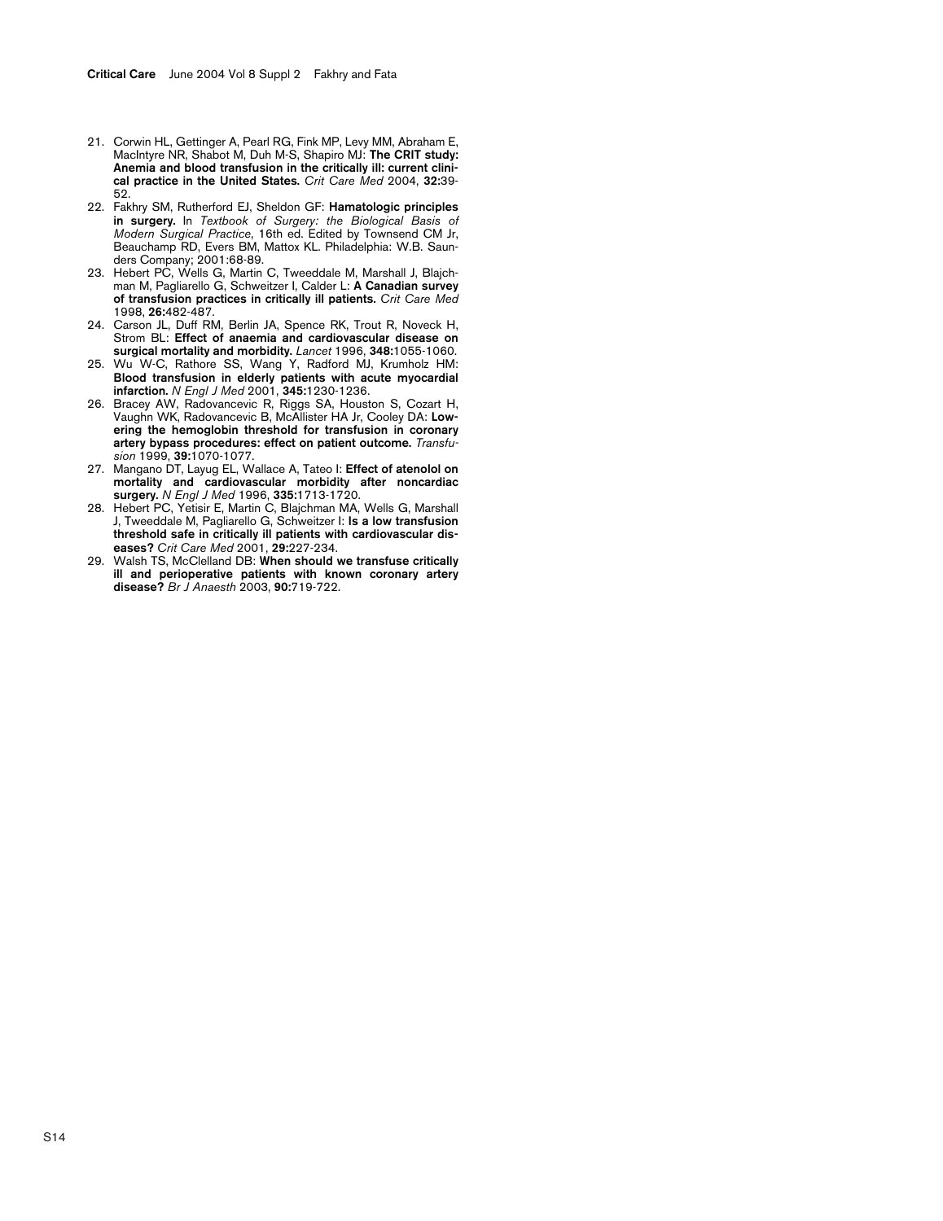21. Corwin HL, Gettinger A, Pearl RG, Fink MP, Levy MM, Abraham E, MacIntyre NR, Shabot M, Duh M-S, Shapiro MJ: **The CRIT study: Anemia and blood transfusion in the critically ill: current clinical practice in the United States.** *Crit Care Med* 2004, **32:**39-52.
22. Fakhry SM, Rutherford EJ, Sheldon GF: **Hamatologic principles in surgery.** In *Textbook of Surgery: the Biological Basis of Modern Surgical Practice*, 16th ed. Edited by Townsend CM Jr, Beauchamp RD, Evers BM, Mattox KL. Philadelphia: W.B. Saunders Company; 2001:68-89.
23. Hebert PC, Wells G, Martin C, Tweeddale M, Marshall J, Blajchman M, Pagliarello G, Schweitzer I, Calder L: **A Canadian survey of transfusion practices in critically ill patients.** *Crit Care Med* 1998, **26:**482-487.
24. Carson JL, Duff RM, Berlin JA, Spence RK, Trout R, Noveck H, Strom BL: **Effect of anaemia and cardiovascular disease on surgical mortality and morbidity.** *Lancet* 1996, **348:**1055-1060.
25. Wu W-C, Rathore SS, Wang Y, Radford MJ, Krumholz HM: **Blood transfusion in elderly patients with acute myocardial infarction.** *N Engl J Med* 2001, **345:**1230-1236.
26. Bracey AW, Radovancevic R, Riggs SA, Houston S, Cozart H, Vaughn WK, Radovancevic B, McAllister HA Jr, Cooley DA: **Lowering the hemoglobin threshold for transfusion in coronary artery bypass procedures: effect on patient outcome.** *Transfusion* 1999, **39:**1070-1077.
27. Mangano DT, Layug EL, Wallace A, Tateo I: **Effect of atenolol on mortality and cardiovascular morbidity after noncardiac surgery.** *N Engl J Med* 1996, **335:**1713-1720.
28. Hebert PC, Yetisir E, Martin C, Blajchman MA, Wells G, Marshall J, Tweeddale M, Pagliarello G, Schweitzer I: **Is a low transfusion threshold safe in critically ill patients with cardiovascular diseases?** *Crit Care Med* 2001, **29:**227-234.
29. Walsh TS, McClelland DB: **When should we transfuse critically ill and perioperative patients with known coronary artery disease?** *Br J Anaesth* 2003, **90:**719-722.